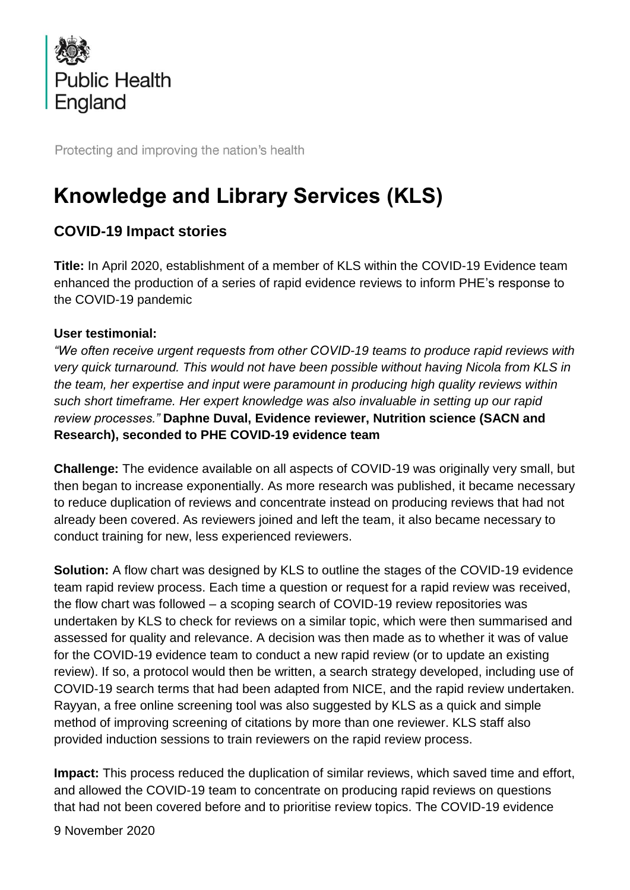Public Health England

Protecting and improving the nation's health

# Knowledge and Library Services (KLS)

## COVID-19 Impact stories

**Title:** In April 2020, establishment of a member of KLS within the COVID-19 Evidence team enhanced the production of a series of rapid evidence reviews to inform PHE's response to the COVID-19 pandemic

**User testimonial:**
*"We often receive urgent requests from other COVID-19 teams to produce rapid reviews with very quick turnaround. This would not have been possible without having Nicola from KLS in the team, her expertise and input were paramount in producing high quality reviews within such short timeframe. Her expert knowledge was also invaluable in setting up our rapid review processes."* **Daphne Duval, Evidence reviewer, Nutrition science (SACN and Research), seconded to PHE COVID-19 evidence team**

**Challenge:** The evidence available on all aspects of COVID-19 was originally very small, but then began to increase exponentially. As more research was published, it became necessary to reduce duplication of reviews and concentrate instead on producing reviews that had not already been covered. As reviewers joined and left the team, it also became necessary to conduct training for new, less experienced reviewers.

**Solution:** A flow chart was designed by KLS to outline the stages of the COVID-19 evidence team rapid review process. Each time a question or request for a rapid review was received, the flow chart was followed – a scoping search of COVID-19 review repositories was undertaken by KLS to check for reviews on a similar topic, which were then summarised and assessed for quality and relevance. A decision was then made as to whether it was of value for the COVID-19 evidence team to conduct a new rapid review (or to update an existing review). If so, a protocol would then be written, a search strategy developed, including use of COVID-19 search terms that had been adapted from NICE, and the rapid review undertaken. Rayyan, a free online screening tool was also suggested by KLS as a quick and simple method of improving screening of citations by more than one reviewer. KLS staff also provided induction sessions to train reviewers on the rapid review process.

**Impact:** This process reduced the duplication of similar reviews, which saved time and effort, and allowed the COVID-19 team to concentrate on producing rapid reviews on questions that had not been covered before and to prioritise review topics. The COVID-19 evidence

9 November 2020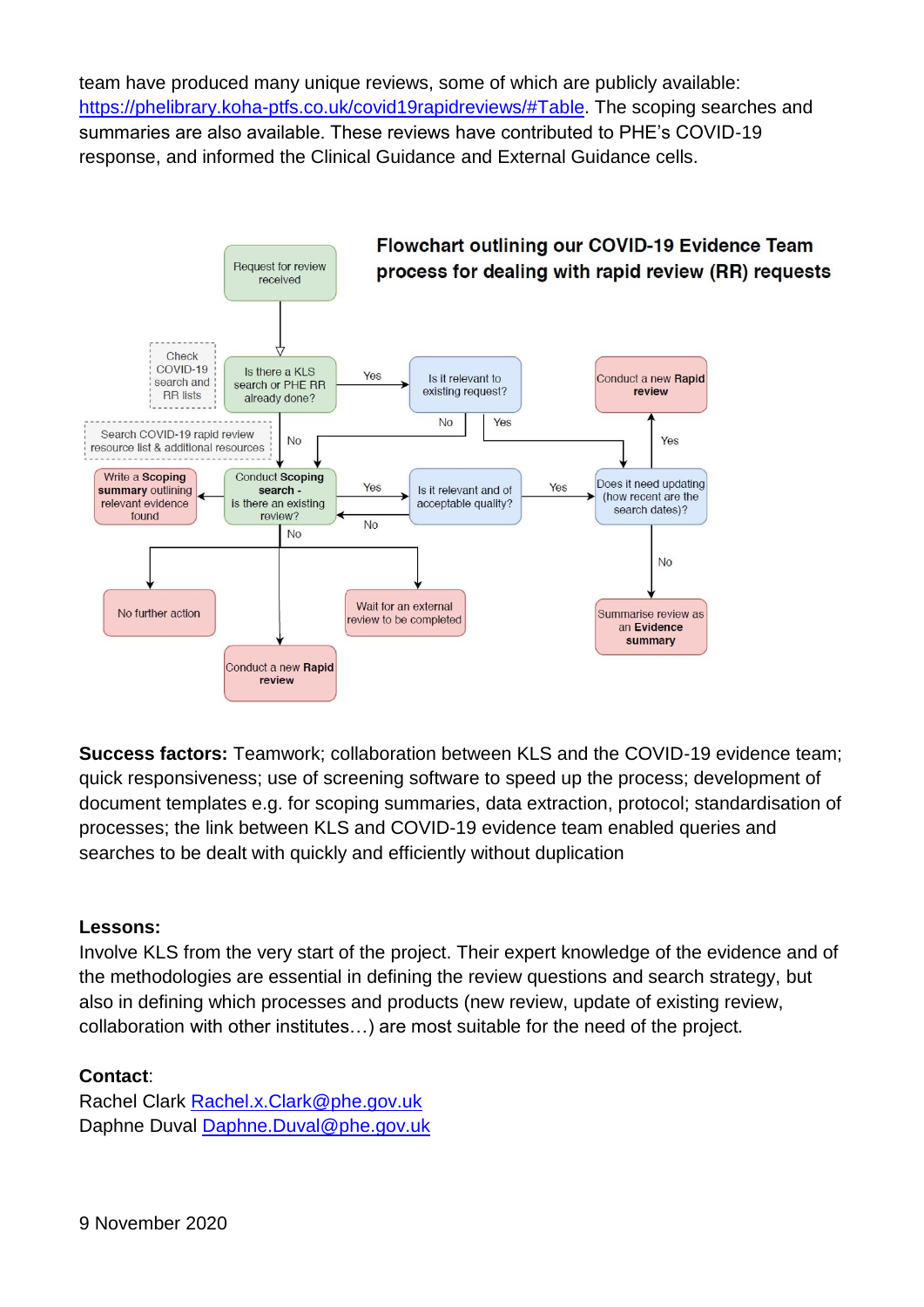team have produced many unique reviews, some of which are publicly available: https://phelibrary.koha-ptfs.co.uk/covid19rapidreviews/#Table. The scoping searches and summaries are also available. These reviews have contributed to PHE's COVID-19 response, and informed the Clinical Guidance and External Guidance cells.

**Flowchart outlining our COVID-19 Evidence Team process for dealing with rapid review (RR) requests**

Request for review received

Check COVID-19 search and RR lists

Is there a KLS search or PHE RR already done?

Yes

Is it relevant to existing request?

No

Yes

Conduct a new **Rapid review**

Yes

Search COVID-19 rapid review resource list & additional resources

No

Write a **Scoping summary** outlining relevant evidence found

Conduct **Scoping search** - Is there an existing review?

Yes

Is it relevant and of acceptable quality?

Yes

Does it need updating (how recent are the search dates)?

No

No

No

No further action

Wait for an external review to be completed

Summarise review as an **Evidence summary**

Conduct a new **Rapid review**

**Success factors:** Teamwork; collaboration between KLS and the COVID-19 evidence team; quick responsiveness; use of screening software to speed up the process; development of document templates e.g. for scoping summaries, data extraction, protocol; standardisation of processes; the link between KLS and COVID-19 evidence team enabled queries and searches to be dealt with quickly and efficiently without duplication

**Lessons:**

Involve KLS from the very start of the project. Their expert knowledge of the evidence and of the methodologies are essential in defining the review questions and search strategy, but also in defining which processes and products (new review, update of existing review, collaboration with other institutes…) are most suitable for the need of the project.

**Contact**:

Rachel Clark Rachel.x.Clark@phe.gov.uk
Daphne Duval Daphne.Duval@phe.gov.uk

9 November 2020